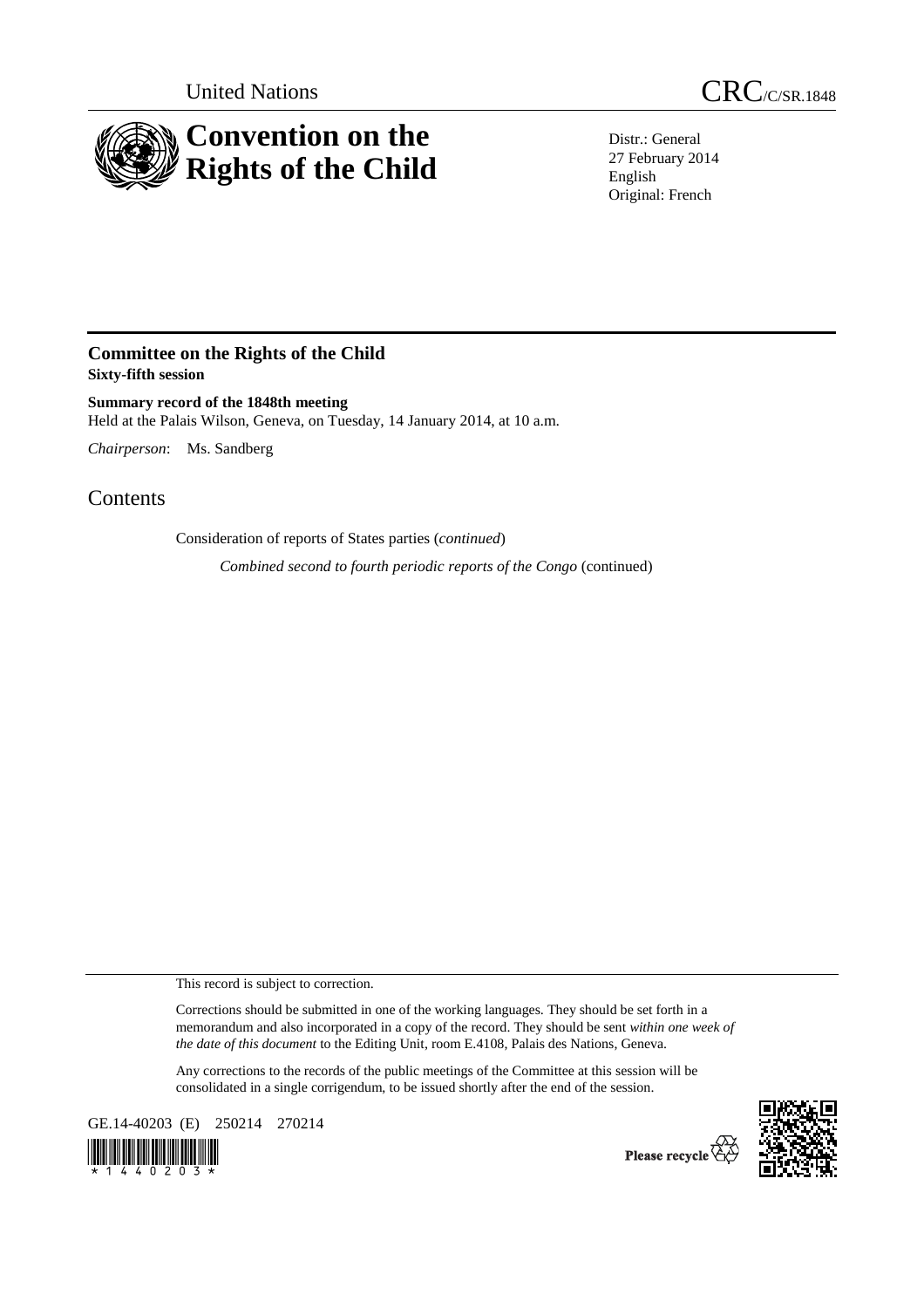United Nations CRC/C/SR.1848

# Convention on the Rights of the Child

Distr.: General
27 February 2014
English
Original: French

## Committee on the Rights of the Child
**Sixty-fifth session**

**Summary record of the 1848th meeting**
Held at the Palais Wilson, Geneva, on Tuesday, 14 January 2014, at 10 a.m.

*Chairperson*: Ms. Sandberg

# Contents

Consideration of reports of States parties (*continued*)

*Combined second to fourth periodic reports of the Congo* (continued)

This record is subject to correction.

Corrections should be submitted in one of the working languages. They should be set forth in a memorandum and also incorporated in a copy of the record. They should be sent *within one week of the date of this document* to the Editing Unit, room E.4108, Palais des Nations, Geneva.

Any corrections to the records of the public meetings of the Committee at this session will be consolidated in a single corrigendum, to be issued shortly after the end of the session.

GE.14-40203 (E) 250214 270214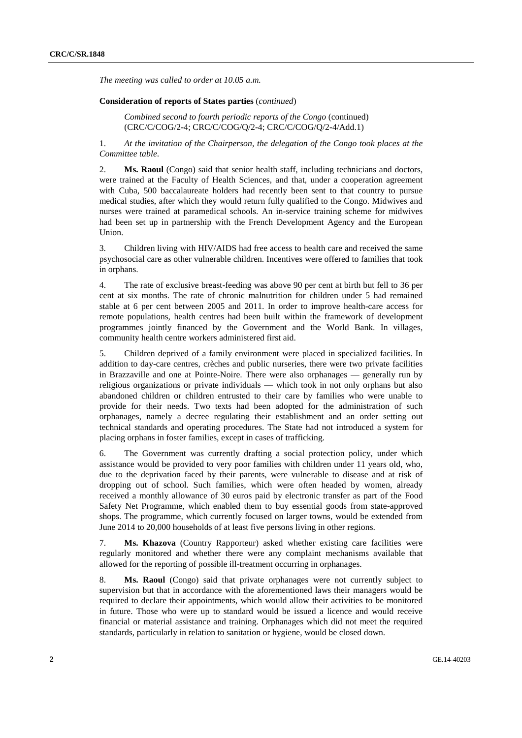*The meeting was called to order at 10.05 a.m.*

**Consideration of reports of States parties** (*continued*)

*Combined second to fourth periodic reports of the Congo* (continued) (CRC/C/COG/2-4; CRC/C/COG/Q/2-4; CRC/C/COG/Q/2-4/Add.1)

1. *At the invitation of the Chairperson, the delegation of the Congo took places at the Committee table.*

2. **Ms. Raoul** (Congo) said that senior health staff, including technicians and doctors, were trained at the Faculty of Health Sciences, and that, under a cooperation agreement with Cuba, 500 baccalaureate holders had recently been sent to that country to pursue medical studies, after which they would return fully qualified to the Congo. Midwives and nurses were trained at paramedical schools. An in-service training scheme for midwives had been set up in partnership with the French Development Agency and the European Union.

3. Children living with HIV/AIDS had free access to health care and received the same psychosocial care as other vulnerable children. Incentives were offered to families that took in orphans.

4. The rate of exclusive breast-feeding was above 90 per cent at birth but fell to 36 per cent at six months. The rate of chronic malnutrition for children under 5 had remained stable at 6 per cent between 2005 and 2011. In order to improve health-care access for remote populations, health centres had been built within the framework of development programmes jointly financed by the Government and the World Bank. In villages, community health centre workers administered first aid.

5. Children deprived of a family environment were placed in specialized facilities. In addition to day-care centres, crèches and public nurseries, there were two private facilities in Brazzaville and one at Pointe-Noire. There were also orphanages — generally run by religious organizations or private individuals — which took in not only orphans but also abandoned children or children entrusted to their care by families who were unable to provide for their needs. Two texts had been adopted for the administration of such orphanages, namely a decree regulating their establishment and an order setting out technical standards and operating procedures. The State had not introduced a system for placing orphans in foster families, except in cases of trafficking.

6. The Government was currently drafting a social protection policy, under which assistance would be provided to very poor families with children under 11 years old, who, due to the deprivation faced by their parents, were vulnerable to disease and at risk of dropping out of school. Such families, which were often headed by women, already received a monthly allowance of 30 euros paid by electronic transfer as part of the Food Safety Net Programme, which enabled them to buy essential goods from state-approved shops. The programme, which currently focused on larger towns, would be extended from June 2014 to 20,000 households of at least five persons living in other regions.

7. **Ms. Khazova** (Country Rapporteur) asked whether existing care facilities were regularly monitored and whether there were any complaint mechanisms available that allowed for the reporting of possible ill-treatment occurring in orphanages.

8. **Ms. Raoul** (Congo) said that private orphanages were not currently subject to supervision but that in accordance with the aforementioned laws their managers would be required to declare their appointments, which would allow their activities to be monitored in future. Those who were up to standard would be issued a licence and would receive financial or material assistance and training. Orphanages which did not meet the required standards, particularly in relation to sanitation or hygiene, would be closed down.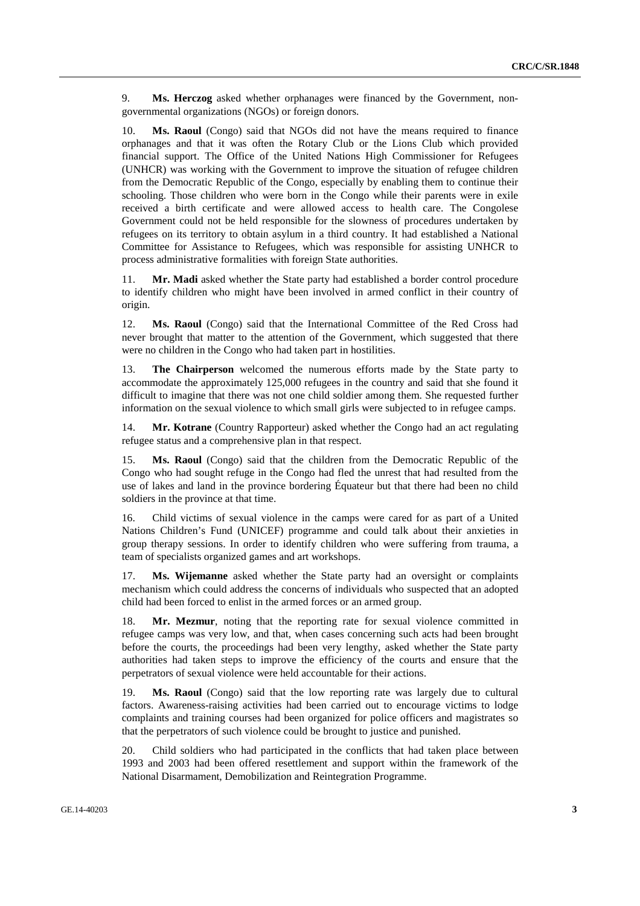9. **Ms. Herczog** asked whether orphanages were financed by the Government, non-governmental organizations (NGOs) or foreign donors.

10. **Ms. Raoul** (Congo) said that NGOs did not have the means required to finance orphanages and that it was often the Rotary Club or the Lions Club which provided financial support. The Office of the United Nations High Commissioner for Refugees (UNHCR) was working with the Government to improve the situation of refugee children from the Democratic Republic of the Congo, especially by enabling them to continue their schooling. Those children who were born in the Congo while their parents were in exile received a birth certificate and were allowed access to health care. The Congolese Government could not be held responsible for the slowness of procedures undertaken by refugees on its territory to obtain asylum in a third country. It had established a National Committee for Assistance to Refugees, which was responsible for assisting UNHCR to process administrative formalities with foreign State authorities.

11. **Mr. Madi** asked whether the State party had established a border control procedure to identify children who might have been involved in armed conflict in their country of origin.

12. **Ms. Raoul** (Congo) said that the International Committee of the Red Cross had never brought that matter to the attention of the Government, which suggested that there were no children in the Congo who had taken part in hostilities.

13. **The Chairperson** welcomed the numerous efforts made by the State party to accommodate the approximately 125,000 refugees in the country and said that she found it difficult to imagine that there was not one child soldier among them. She requested further information on the sexual violence to which small girls were subjected to in refugee camps.

14. **Mr. Kotrane** (Country Rapporteur) asked whether the Congo had an act regulating refugee status and a comprehensive plan in that respect.

15. **Ms. Raoul** (Congo) said that the children from the Democratic Republic of the Congo who had sought refuge in the Congo had fled the unrest that had resulted from the use of lakes and land in the province bordering Équateur but that there had been no child soldiers in the province at that time.

16. Child victims of sexual violence in the camps were cared for as part of a United Nations Children's Fund (UNICEF) programme and could talk about their anxieties in group therapy sessions. In order to identify children who were suffering from trauma, a team of specialists organized games and art workshops.

17. **Ms. Wijemanne** asked whether the State party had an oversight or complaints mechanism which could address the concerns of individuals who suspected that an adopted child had been forced to enlist in the armed forces or an armed group.

18. **Mr. Mezmur**, noting that the reporting rate for sexual violence committed in refugee camps was very low, and that, when cases concerning such acts had been brought before the courts, the proceedings had been very lengthy, asked whether the State party authorities had taken steps to improve the efficiency of the courts and ensure that the perpetrators of sexual violence were held accountable for their actions.

19. **Ms. Raoul** (Congo) said that the low reporting rate was largely due to cultural factors. Awareness-raising activities had been carried out to encourage victims to lodge complaints and training courses had been organized for police officers and magistrates so that the perpetrators of such violence could be brought to justice and punished.

20. Child soldiers who had participated in the conflicts that had taken place between 1993 and 2003 had been offered resettlement and support within the framework of the National Disarmament, Demobilization and Reintegration Programme.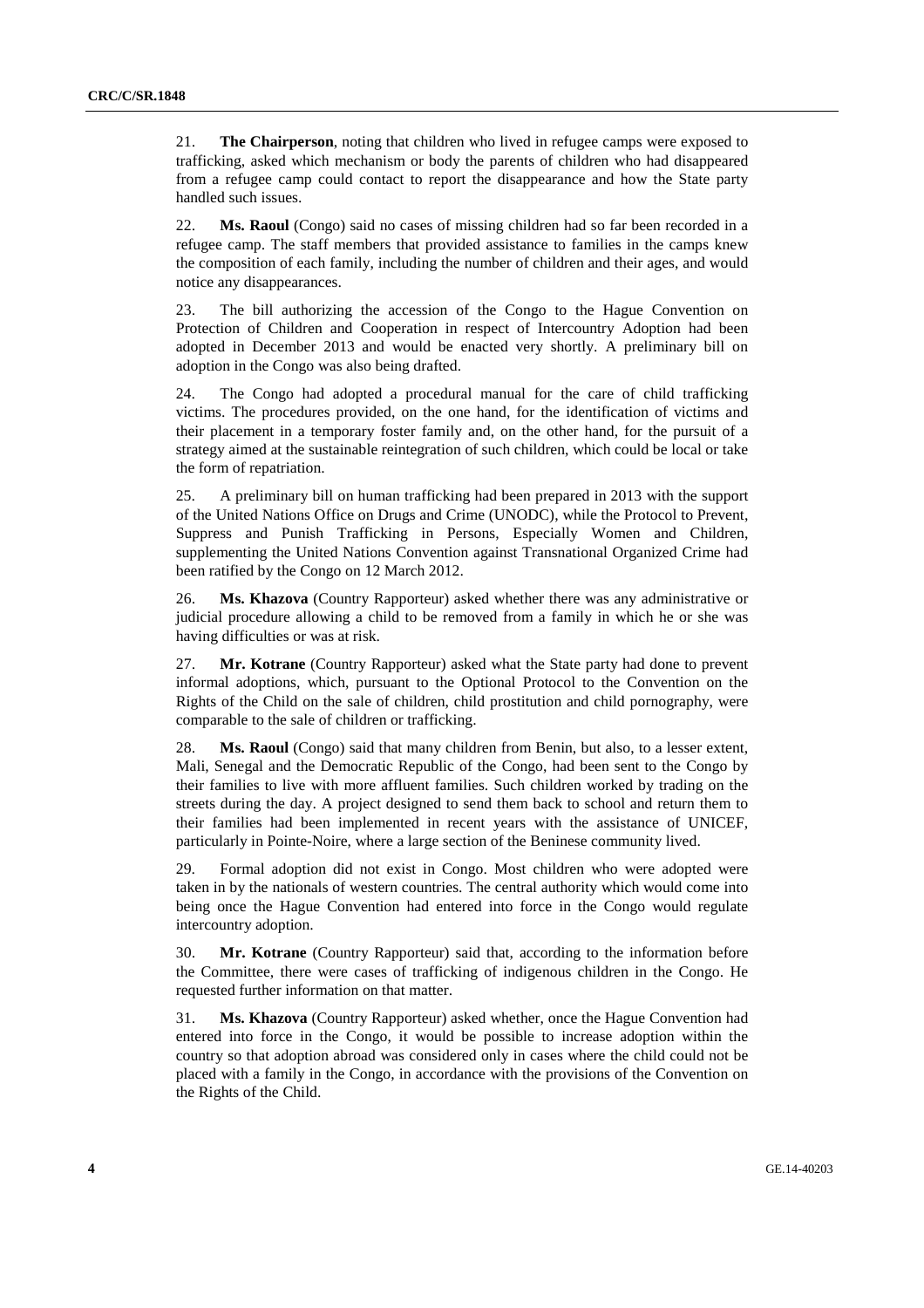21. **The Chairperson**, noting that children who lived in refugee camps were exposed to trafficking, asked which mechanism or body the parents of children who had disappeared from a refugee camp could contact to report the disappearance and how the State party handled such issues.

22. **Ms. Raoul** (Congo) said no cases of missing children had so far been recorded in a refugee camp. The staff members that provided assistance to families in the camps knew the composition of each family, including the number of children and their ages, and would notice any disappearances.

23. The bill authorizing the accession of the Congo to the Hague Convention on Protection of Children and Cooperation in respect of Intercountry Adoption had been adopted in December 2013 and would be enacted very shortly. A preliminary bill on adoption in the Congo was also being drafted.

24. The Congo had adopted a procedural manual for the care of child trafficking victims. The procedures provided, on the one hand, for the identification of victims and their placement in a temporary foster family and, on the other hand, for the pursuit of a strategy aimed at the sustainable reintegration of such children, which could be local or take the form of repatriation.

25. A preliminary bill on human trafficking had been prepared in 2013 with the support of the United Nations Office on Drugs and Crime (UNODC), while the Protocol to Prevent, Suppress and Punish Trafficking in Persons, Especially Women and Children, supplementing the United Nations Convention against Transnational Organized Crime had been ratified by the Congo on 12 March 2012.

26. **Ms. Khazova** (Country Rapporteur) asked whether there was any administrative or judicial procedure allowing a child to be removed from a family in which he or she was having difficulties or was at risk.

27. **Mr. Kotrane** (Country Rapporteur) asked what the State party had done to prevent informal adoptions, which, pursuant to the Optional Protocol to the Convention on the Rights of the Child on the sale of children, child prostitution and child pornography, were comparable to the sale of children or trafficking.

28. **Ms. Raoul** (Congo) said that many children from Benin, but also, to a lesser extent, Mali, Senegal and the Democratic Republic of the Congo, had been sent to the Congo by their families to live with more affluent families. Such children worked by trading on the streets during the day. A project designed to send them back to school and return them to their families had been implemented in recent years with the assistance of UNICEF, particularly in Pointe-Noire, where a large section of the Beninese community lived.

29. Formal adoption did not exist in Congo. Most children who were adopted were taken in by the nationals of western countries. The central authority which would come into being once the Hague Convention had entered into force in the Congo would regulate intercountry adoption.

30. **Mr. Kotrane** (Country Rapporteur) said that, according to the information before the Committee, there were cases of trafficking of indigenous children in the Congo. He requested further information on that matter.

31. **Ms. Khazova** (Country Rapporteur) asked whether, once the Hague Convention had entered into force in the Congo, it would be possible to increase adoption within the country so that adoption abroad was considered only in cases where the child could not be placed with a family in the Congo, in accordance with the provisions of the Convention on the Rights of the Child.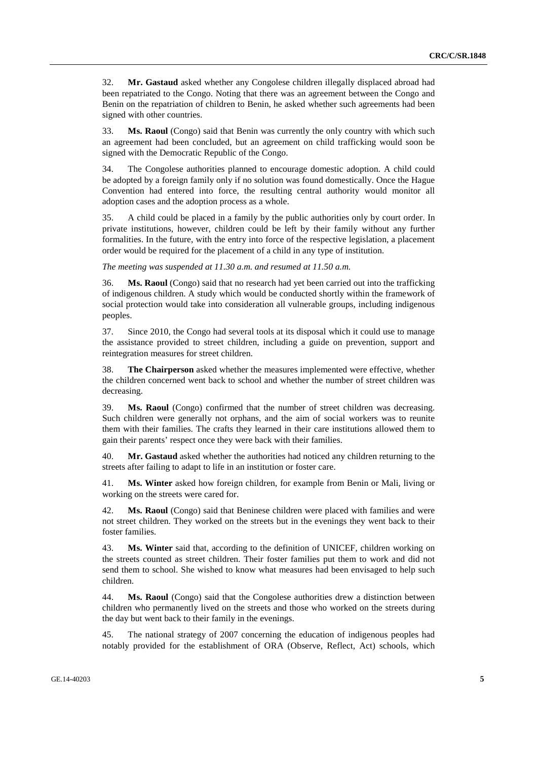32. **Mr. Gastaud** asked whether any Congolese children illegally displaced abroad had been repatriated to the Congo. Noting that there was an agreement between the Congo and Benin on the repatriation of children to Benin, he asked whether such agreements had been signed with other countries.

33. **Ms. Raoul** (Congo) said that Benin was currently the only country with which such an agreement had been concluded, but an agreement on child trafficking would soon be signed with the Democratic Republic of the Congo.

34. The Congolese authorities planned to encourage domestic adoption. A child could be adopted by a foreign family only if no solution was found domestically. Once the Hague Convention had entered into force, the resulting central authority would monitor all adoption cases and the adoption process as a whole.

35. A child could be placed in a family by the public authorities only by court order. In private institutions, however, children could be left by their family without any further formalities. In the future, with the entry into force of the respective legislation, a placement order would be required for the placement of a child in any type of institution.

*The meeting was suspended at 11.30 a.m. and resumed at 11.50 a.m.*

36. **Ms. Raoul** (Congo) said that no research had yet been carried out into the trafficking of indigenous children. A study which would be conducted shortly within the framework of social protection would take into consideration all vulnerable groups, including indigenous peoples.

37. Since 2010, the Congo had several tools at its disposal which it could use to manage the assistance provided to street children, including a guide on prevention, support and reintegration measures for street children.

38. **The Chairperson** asked whether the measures implemented were effective, whether the children concerned went back to school and whether the number of street children was decreasing.

39. **Ms. Raoul** (Congo) confirmed that the number of street children was decreasing. Such children were generally not orphans, and the aim of social workers was to reunite them with their families. The crafts they learned in their care institutions allowed them to gain their parents' respect once they were back with their families.

40. **Mr. Gastaud** asked whether the authorities had noticed any children returning to the streets after failing to adapt to life in an institution or foster care.

41. **Ms. Winter** asked how foreign children, for example from Benin or Mali, living or working on the streets were cared for.

42. **Ms. Raoul** (Congo) said that Beninese children were placed with families and were not street children. They worked on the streets but in the evenings they went back to their foster families.

43. **Ms. Winter** said that, according to the definition of UNICEF, children working on the streets counted as street children. Their foster families put them to work and did not send them to school. She wished to know what measures had been envisaged to help such children.

44. **Ms. Raoul** (Congo) said that the Congolese authorities drew a distinction between children who permanently lived on the streets and those who worked on the streets during the day but went back to their family in the evenings.

45. The national strategy of 2007 concerning the education of indigenous peoples had notably provided for the establishment of ORA (Observe, Reflect, Act) schools, which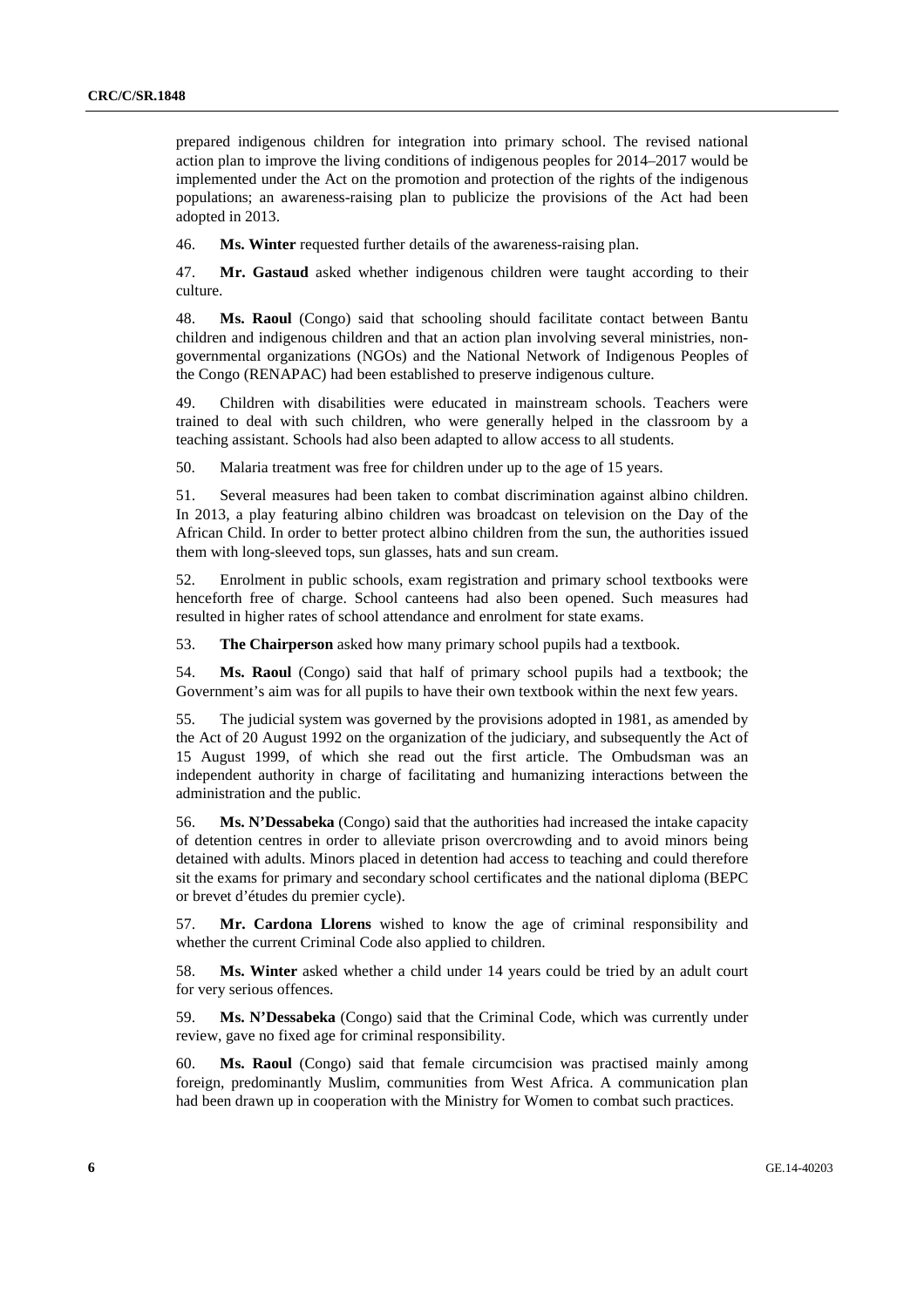prepared indigenous children for integration into primary school. The revised national action plan to improve the living conditions of indigenous peoples for 2014–2017 would be implemented under the Act on the promotion and protection of the rights of the indigenous populations; an awareness-raising plan to publicize the provisions of the Act had been adopted in 2013.

46. **Ms. Winter** requested further details of the awareness-raising plan.

47. **Mr. Gastaud** asked whether indigenous children were taught according to their culture.

48. **Ms. Raoul** (Congo) said that schooling should facilitate contact between Bantu children and indigenous children and that an action plan involving several ministries, non-governmental organizations (NGOs) and the National Network of Indigenous Peoples of the Congo (RENAPAC) had been established to preserve indigenous culture.

49. Children with disabilities were educated in mainstream schools. Teachers were trained to deal with such children, who were generally helped in the classroom by a teaching assistant. Schools had also been adapted to allow access to all students.

50. Malaria treatment was free for children under up to the age of 15 years.

51. Several measures had been taken to combat discrimination against albino children. In 2013, a play featuring albino children was broadcast on television on the Day of the African Child. In order to better protect albino children from the sun, the authorities issued them with long-sleeved tops, sun glasses, hats and sun cream.

52. Enrolment in public schools, exam registration and primary school textbooks were henceforth free of charge. School canteens had also been opened. Such measures had resulted in higher rates of school attendance and enrolment for state exams.

53. **The Chairperson** asked how many primary school pupils had a textbook.

54. **Ms. Raoul** (Congo) said that half of primary school pupils had a textbook; the Government's aim was for all pupils to have their own textbook within the next few years.

55. The judicial system was governed by the provisions adopted in 1981, as amended by the Act of 20 August 1992 on the organization of the judiciary, and subsequently the Act of 15 August 1999, of which she read out the first article. The Ombudsman was an independent authority in charge of facilitating and humanizing interactions between the administration and the public.

56. **Ms. N'Dessabeka** (Congo) said that the authorities had increased the intake capacity of detention centres in order to alleviate prison overcrowding and to avoid minors being detained with adults. Minors placed in detention had access to teaching and could therefore sit the exams for primary and secondary school certificates and the national diploma (BEPC or brevet d'études du premier cycle).

57. **Mr. Cardona Llorens** wished to know the age of criminal responsibility and whether the current Criminal Code also applied to children.

58. **Ms. Winter** asked whether a child under 14 years could be tried by an adult court for very serious offences.

59. **Ms. N'Dessabeka** (Congo) said that the Criminal Code, which was currently under review, gave no fixed age for criminal responsibility.

60. **Ms. Raoul** (Congo) said that female circumcision was practised mainly among foreign, predominantly Muslim, communities from West Africa. A communication plan had been drawn up in cooperation with the Ministry for Women to combat such practices.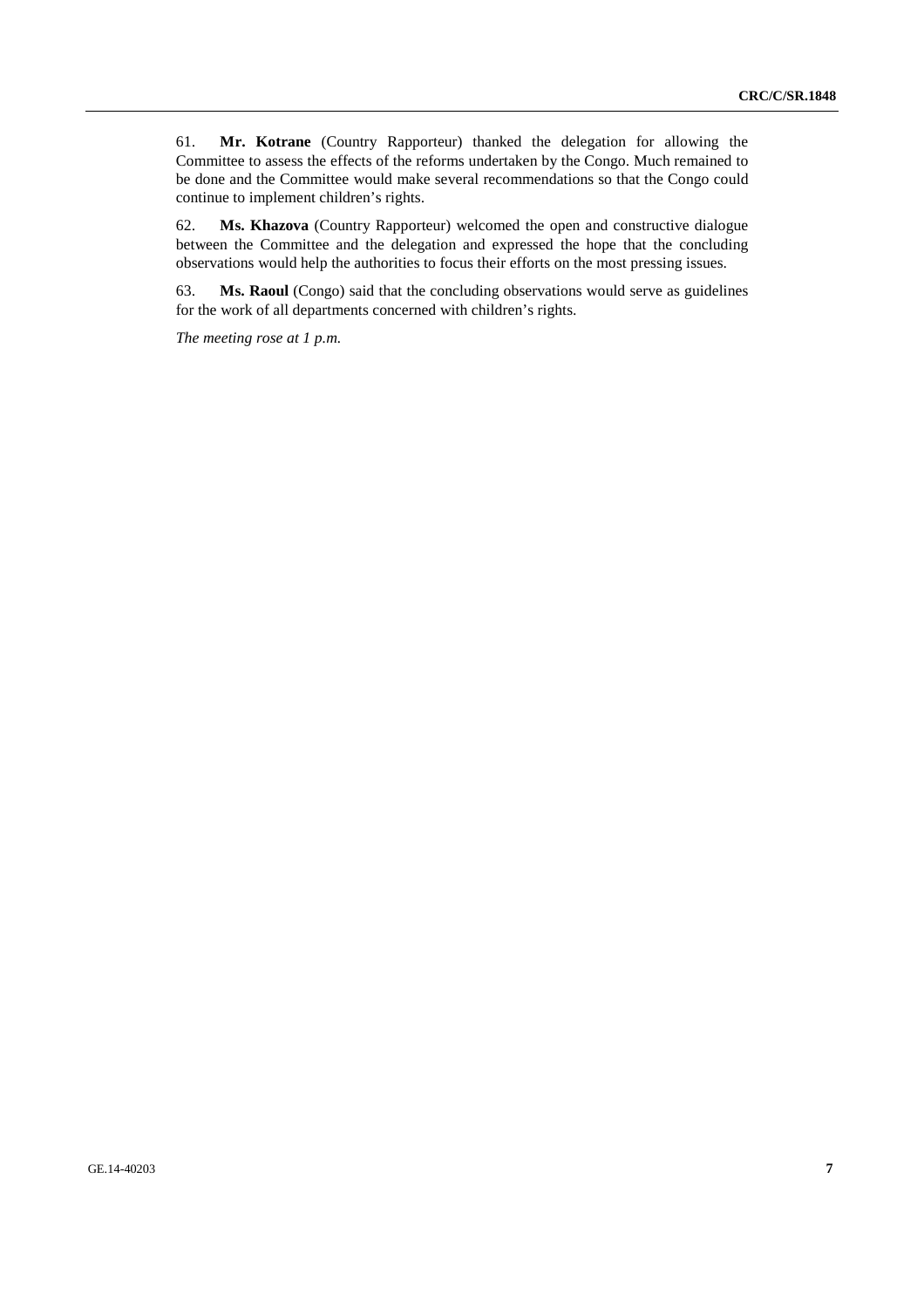61. **Mr. Kotrane** (Country Rapporteur) thanked the delegation for allowing the Committee to assess the effects of the reforms undertaken by the Congo. Much remained to be done and the Committee would make several recommendations so that the Congo could continue to implement children's rights.

62. **Ms. Khazova** (Country Rapporteur) welcomed the open and constructive dialogue between the Committee and the delegation and expressed the hope that the concluding observations would help the authorities to focus their efforts on the most pressing issues.

63. **Ms. Raoul** (Congo) said that the concluding observations would serve as guidelines for the work of all departments concerned with children's rights.

*The meeting rose at 1 p.m.*